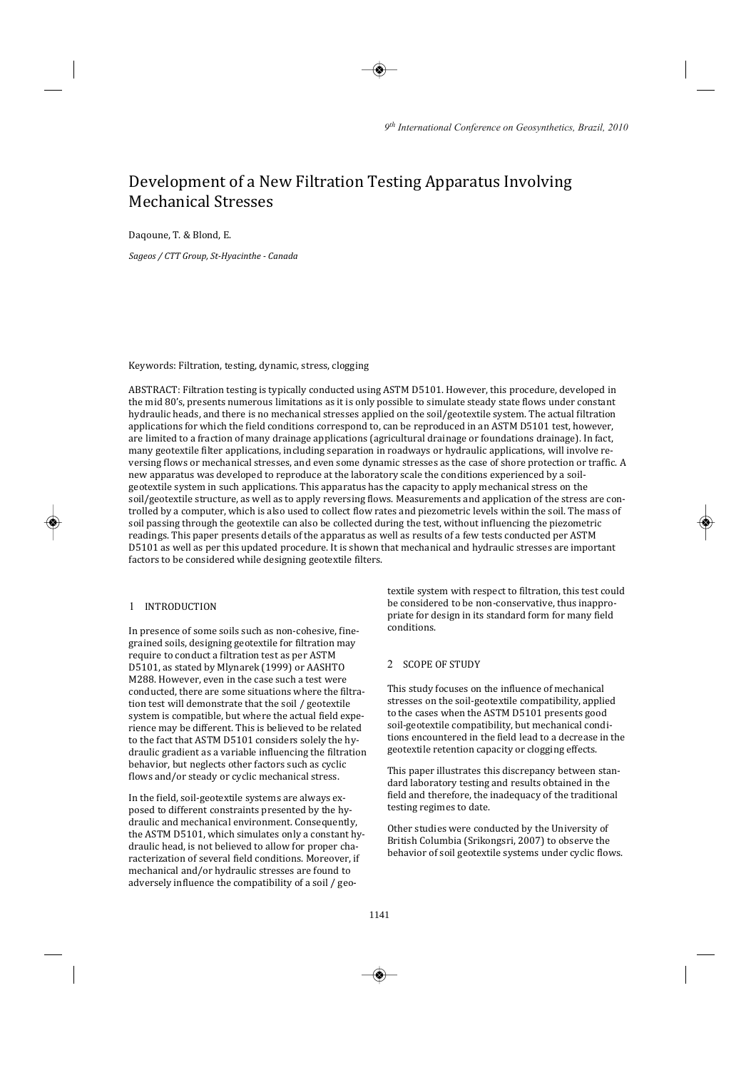# Development of a New Filtration Testing Apparatus Involving Mechanical Stresses

Daqoune, T. & Blond, E.

*Sageos / CTT Group, St-Hyacinthe - Canada*

Keywords: Filtration, testing, dynamic, stress, clogging

ABSTRACT: Filtration testing is typically conducted using ASTM D5101. However, this procedure, developed in the mid 80's, presents numerous limitations as it is only possible to simulate steady state flows under constant hydraulic heads, and there is no mechanical stresses applied on the soil/geotextile system. The actual filtration applications for which the field conditions correspond to, can be reproduced in an ASTM D5101 test, however, are limited to a fraction of many drainage applications (agricultural drainage or foundations drainage). In fact, many geotextile filter applications, including separation in roadways or hydraulic applications, will involve reversing flows or mechanical stresses, and even some dynamic stresses as the case of shore protection or traffic. A new apparatus was developed to reproduce at the laboratory scale the conditions experienced by a soil-geotextile system in such applications. This apparatus has the capacity to apply mechanical stress on the soil/geotextile structure, as well as to apply reversing flows. Measurements and application of the stress are controlled by a computer, which is also used to collect flow rates and piezometric levels within the soil. The mass of soil passing through the geotextile can also be collected during the test, without influencing the piezometric readings. This paper presents details of the apparatus as well as results of a few tests conducted per ASTM D5101 as well as per this updated procedure. It is shown that mechanical and hydraulic stresses are important factors to be considered while designing geotextile filters.

## 1 INTRODUCTION

In presence of some soils such as non-cohesive, fine-grained soils, designing geotextile for filtration may require to conduct a filtration test as per ASTM D5101, as stated by Mlynarek (1999) or AASHTO M288. However, even in the case such a test were conducted, there are some situations where the filtration test will demonstrate that the soil / geotextile system is compatible, but where the actual field experience may be different. This is believed to be related to the fact that ASTM D5101 considers solely the hydraulic gradient as a variable influencing the filtration behavior, but neglects other factors such as cyclic flows and/or steady or cyclic mechanical stress.

In the field, soil-geotextile systems are always exposed to different constraints presented by the hydraulic and mechanical environment. Consequently, the ASTM D5101, which simulates only a constant hydraulic head, is not believed to allow for proper characterization of several field conditions. Moreover, if mechanical and/or hydraulic stresses are found to adversely influence the compatibility of a soil / geotextile system with respect to filtration, this test could be considered to be non-conservative, thus inappropriate for design in its standard form for many field conditions.

## 2 SCOPE OF STUDY

This study focuses on the influence of mechanical stresses on the soil-geotextile compatibility, applied to the cases when the ASTM D5101 presents good soil-geotextile compatibility, but mechanical conditions encountered in the field lead to a decrease in the geotextile retention capacity or clogging effects.

This paper illustrates this discrepancy between standard laboratory testing and results obtained in the field and therefore, the inadequacy of the traditional testing regimes to date.

Other studies were conducted by the University of British Columbia (Srikongsri, 2007) to observe the behavior of soil geotextile systems under cyclic flows.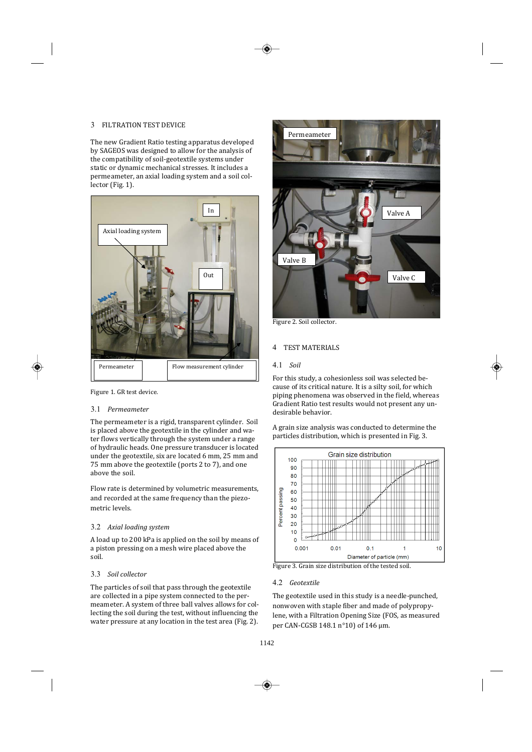## 3 FILTRATION TEST DEVICE

The new Gradient Ratio testing apparatus developed by SAGEOS was designed to allow for the analysis of the compatibility of soil-geotextile systems under static or dynamic mechanical stresses. It includes a permeameter, an axial loading system and a soil collector (Fig. 1).

Figure 1. GR test device.

### 3.1 *Permeameter*

The permeameter is a rigid, transparent cylinder. Soil is placed above the geotextile in the cylinder and water flows vertically through the system under a range of hydraulic heads. One pressure transducer is located under the geotextile, six are located 6 mm, 25 mm and 75 mm above the geotextile (ports 2 to 7), and one above the soil.

Flow rate is determined by volumetric measurements, and recorded at the same frequency than the piezometric levels.

### 3.2 *Axial loading system*

A load up to 200 kPa is applied on the soil by means of a piston pressing on a mesh wire placed above the soil.

### 3.3 *Soil collector*

The particles of soil that pass through the geotextile are collected in a pipe system connected to the permeameter. A system of three ball valves allows for collecting the soil during the test, without influencing the water pressure at any location in the test area (Fig. 2).

Figure 2. Soil collector.

## 4 TEST MATERIALS

### 4.1 *Soil*

For this study, a cohesionless soil was selected because of its critical nature. It is a silty soil, for which piping phenomena was observed in the field, whereas Gradient Ratio test results would not present any undesirable behavior.

A grain size analysis was conducted to determine the particles distribution, which is presented in Fig. 3.

Figure 3. Grain size distribution of the tested soil.

### 4.2 *Geotextile*

The geotextile used in this study is a needle-punched, nonwoven with staple fiber and made of polypropylene, with a Filtration Opening Size (FOS, as measured per CAN-CGSB 148.1 n°10) of 146 µm.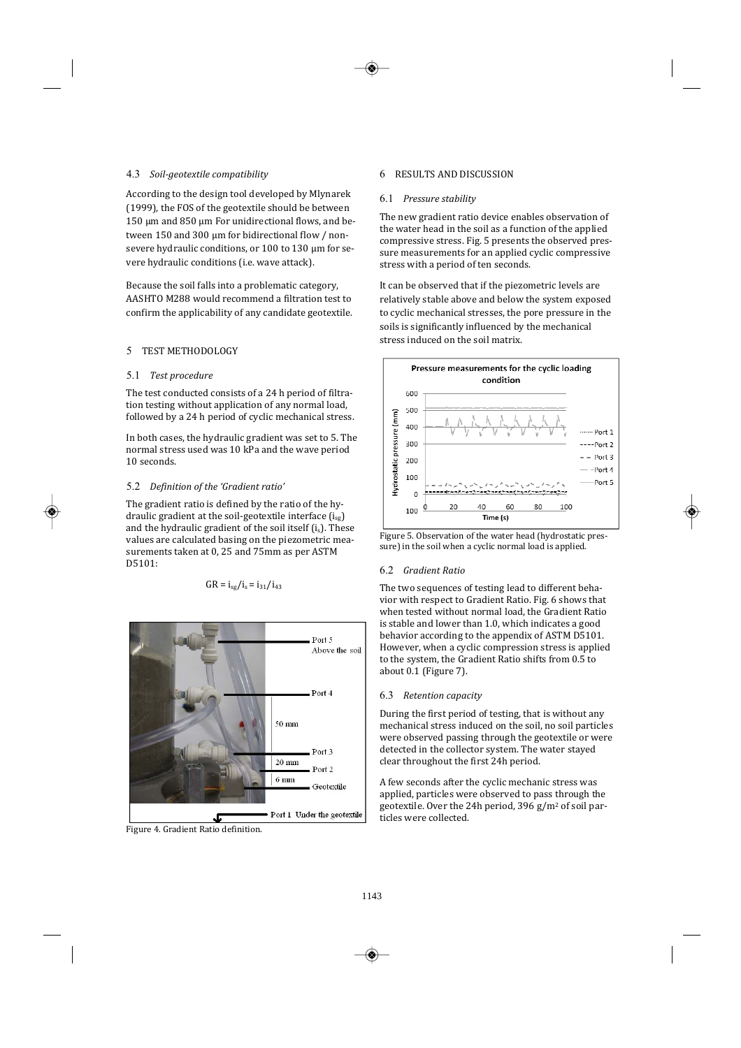### 4.3 *Soil-geotextile compatibility*

According to the design tool developed by Mlynarek (1999), the FOS of the geotextile should be between 150 μm and 850 μm For unidirectional flows, and between 150 and 300 μm for bidirectional flow / non-severe hydraulic conditions, or 100 to 130 μm for severe hydraulic conditions (i.e. wave attack).

Because the soil falls into a problematic category, AASHTO M288 would recommend a filtration test to confirm the applicability of any candidate geotextile.

## 5 TEST METHODOLOGY

### 5.1 *Test procedure*

The test conducted consists of a 24 h period of filtration testing without application of any normal load, followed by a 24 h period of cyclic mechanical stress.

In both cases, the hydraulic gradient was set to 5. The normal stress used was 10 kPa and the wave period 10 seconds.

### 5.2 *Definition of the 'Gradient ratio'*

The gradient ratio is defined by the ratio of the hydraulic gradient at the soil-geotextile interface ($i_{sg}$) and the hydraulic gradient of the soil itself ($i_s$). These values are calculated basing on the piezometric measurements taken at 0, 25 and 75mm as per ASTM D5101:

$$GR = i_{sg}/i_s = i_{31}/i_{43}$$

Figure 4. Gradient Ratio definition.

## 6 RESULTS AND DISCUSSION

### 6.1 *Pressure stability*

The new gradient ratio device enables observation of the water head in the soil as a function of the applied compressive stress. Fig. 5 presents the observed pressure measurements for an applied cyclic compressive stress with a period of ten seconds.

It can be observed that if the piezometric levels are relatively stable above and below the system exposed to cyclic mechanical stresses, the pore pressure in the soils is significantly influenced by the mechanical stress induced on the soil matrix.

Figure 5. Observation of the water head (hydrostatic pressure) in the soil when a cyclic normal load is applied.

### 6.2 *Gradient Ratio*

The two sequences of testing lead to different behavior with respect to Gradient Ratio. Fig. 6 shows that when tested without normal load, the Gradient Ratio is stable and lower than 1.0, which indicates a good behavior according to the appendix of ASTM D5101. However, when a cyclic compression stress is applied to the system, the Gradient Ratio shifts from 0.5 to about 0.1 (Figure 7).

### 6.3 *Retention capacity*

During the first period of testing, that is without any mechanical stress induced on the soil, no soil particles were observed passing through the geotextile or were detected in the collector system. The water stayed clear throughout the first 24h period.

A few seconds after the cyclic mechanic stress was applied, particles were observed to pass through the geotextile. Over the 24h period, 396 g/m$^2$ of soil particles were collected.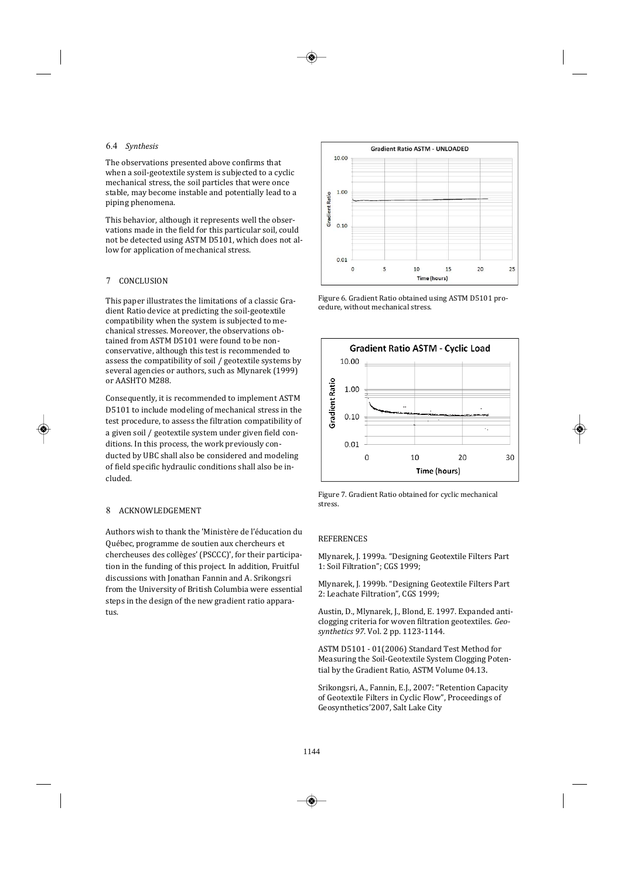### 6.4 *Synthesis*

The observations presented above confirms that when a soil-geotextile system is subjected to a cyclic mechanical stress, the soil particles that were once stable, may become instable and potentially lead to a piping phenomena.

This behavior, although it represents well the observations made in the field for this particular soil, could not be detected using ASTM D5101, which does not allow for application of mechanical stress.

## 7 CONCLUSION

This paper illustrates the limitations of a classic Gradient Ratio device at predicting the soil-geotextile compatibility when the system is subjected to mechanical stresses. Moreover, the observations obtained from ASTM D5101 were found to be non-conservative, although this test is recommended to assess the compatibility of soil / geotextile systems by several agencies or authors, such as Mlynarek (1999) or AASHTO M288.

Consequently, it is recommended to implement ASTM D5101 to include modeling of mechanical stress in the test procedure, to assess the filtration compatibility of a given soil / geotextile system under given field conditions. In this process, the work previously conducted by UBC shall also be considered and modeling of field specific hydraulic conditions shall also be included.

## 8 ACKNOWLEDGEMENT

Authors wish to thank the 'Ministère de l'éducation du Québec, programme de soutien aux chercheurs et chercheuses des collèges' (PSCCC)', for their participation in the funding of this project. In addition, Fruitful discussions with Jonathan Fannin and A. Srikongsri from the University of British Columbia were essential steps in the design of the new gradient ratio apparatus.

Gradient Ratio ASTM - UNLOADED

Gradient Ratio

10.00
1.00
0.10
0.01

0
5
10
15
20
25

Time (hours)

Figure 6. Gradient Ratio obtained using ASTM D5101 procedure, without mechanical stress.

Gradient Ratio ASTM - Cyclic Load

Gradient Ratio

10.00
1.00
0.10
0.01

0
10
20
30

Time (hours)

Figure 7. Gradient Ratio obtained for cyclic mechanical stress.

## REFERENCES

Mlynarek, J. 1999a. "Designing Geotextile Filters Part 1: Soil Filtration"; CGS 1999;

Mlynarek, J. 1999b. "Designing Geotextile Filters Part 2: Leachate Filtration", CGS 1999;

Austin, D., Mlynarek, J., Blond, E. 1997. Expanded anti-clogging criteria for woven filtration geotextiles. *Geosynthetics 97*. Vol. 2 pp. 1123-1144.

ASTM D5101 - 01(2006) Standard Test Method for Measuring the Soil-Geotextile System Clogging Potential by the Gradient Ratio, ASTM Volume 04.13.

Srikongsri, A., Fannin, E.J., 2007: "Retention Capacity of Geotextile Filters in Cyclic Flow", Proceedings of Geosynthetics'2007, Salt Lake City